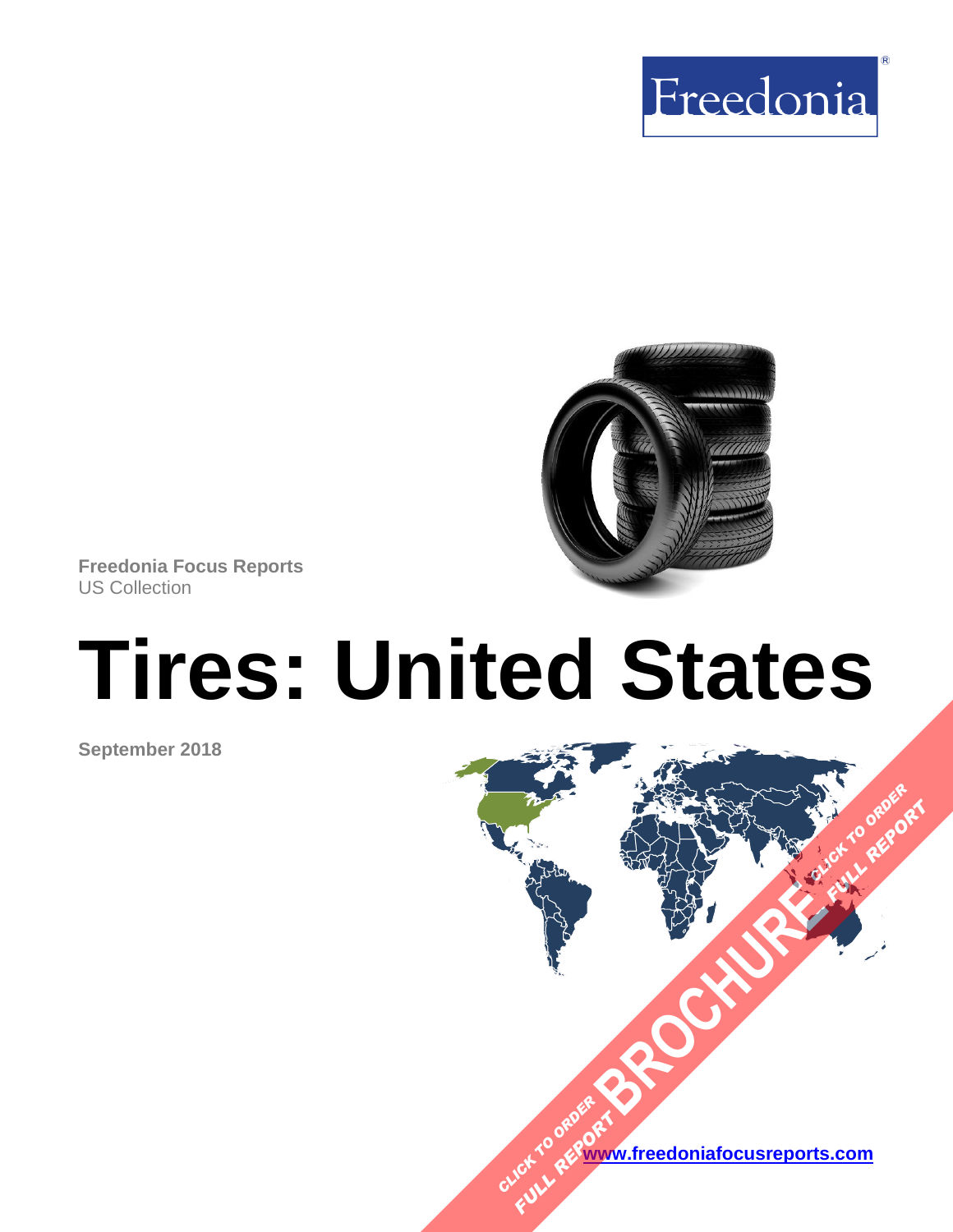Freedonia

Freedonia Focus Reports
US Collection

# Tires: United States

September 2018

CLICK TO ORDER FULL REPORT BROCHURE

www.freedoniafocusreports.com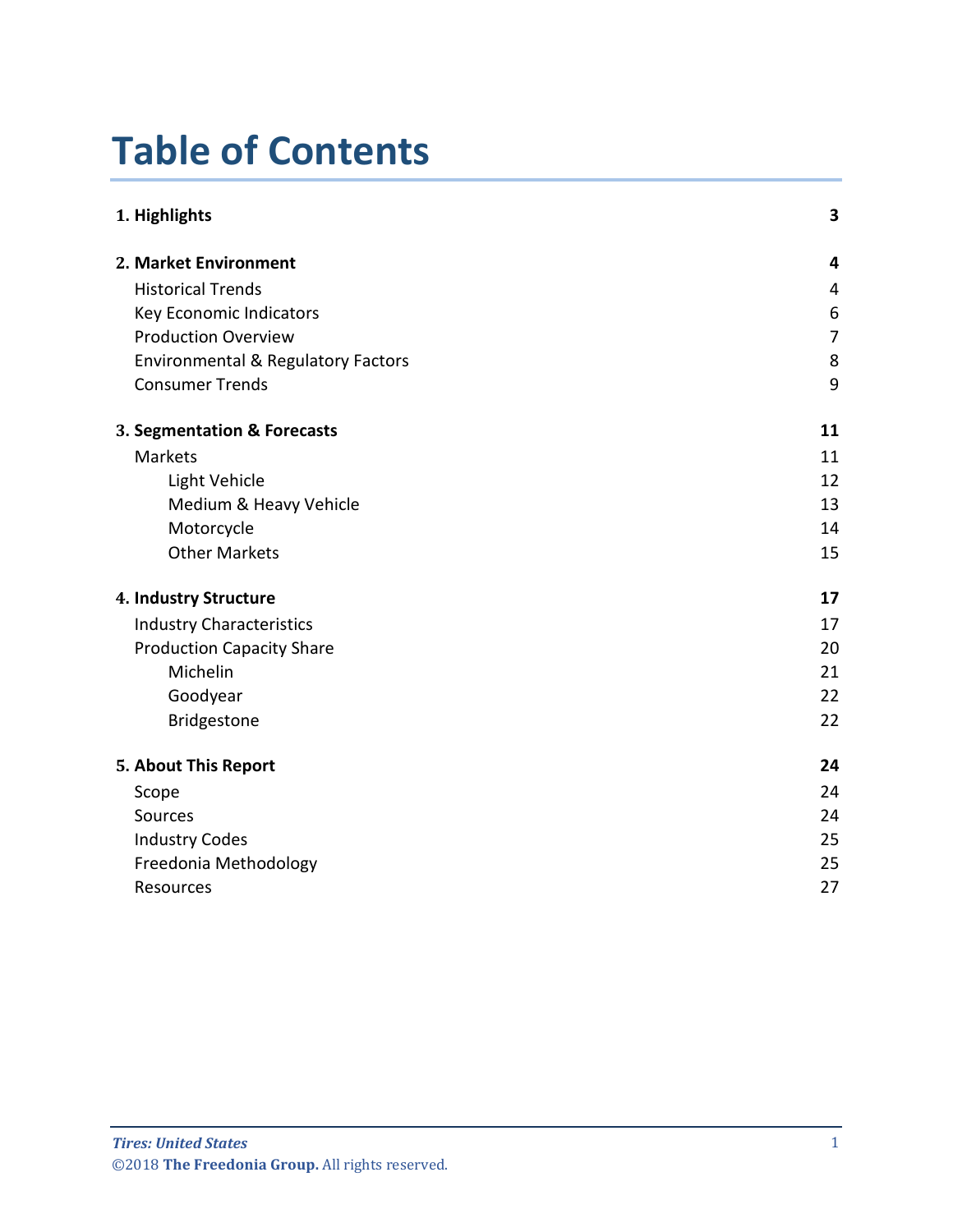# Table of Contents

| | |
|---|---|
| **1. Highlights** | **3** |
| **2. Market Environment** | **4** |
| Historical Trends | 4 |
| Key Economic Indicators | 6 |
| Production Overview | 7 |
| Environmental & Regulatory Factors | 8 |
| Consumer Trends | 9 |
| **3. Segmentation & Forecasts** | **11** |
| Markets | 11 |
| Light Vehicle | 12 |
| Medium & Heavy Vehicle | 13 |
| Motorcycle | 14 |
| Other Markets | 15 |
| **4. Industry Structure** | **17** |
| Industry Characteristics | 17 |
| Production Capacity Share | 20 |
| Michelin | 21 |
| Goodyear | 22 |
| Bridgestone | 22 |
| **5. About This Report** | **24** |
| Scope | 24 |
| Sources | 24 |
| Industry Codes | 25 |
| Freedonia Methodology | 25 |
| Resources | 27 |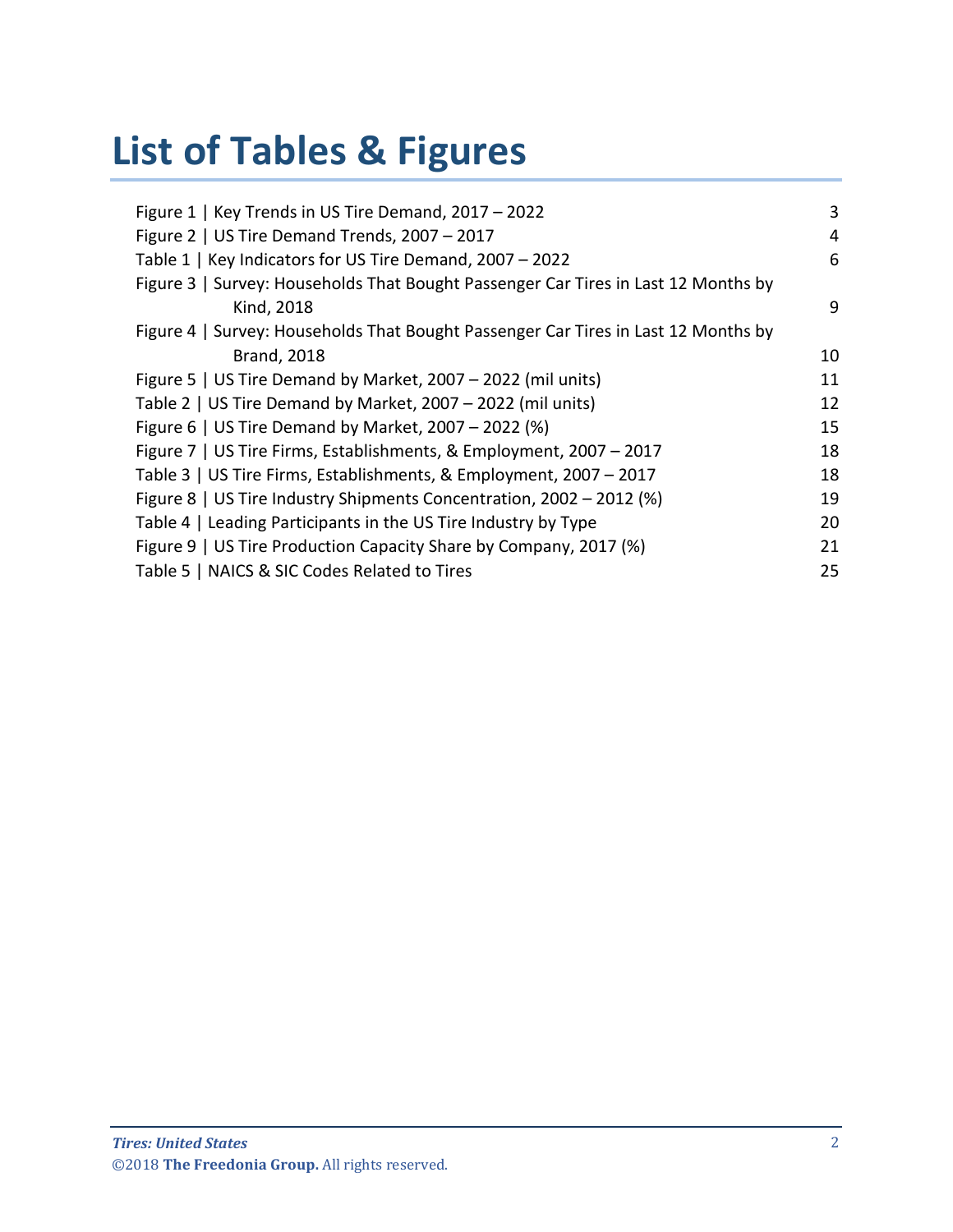# List of Tables & Figures

| | |
|---|---|
| Figure 1 \| Key Trends in US Tire Demand, 2017 – 2022 | 3 |
| Figure 2 \| US Tire Demand Trends, 2007 – 2017 | 4 |
| Table 1 \| Key Indicators for US Tire Demand, 2007 – 2022 | 6 |
| Figure 3 \| Survey: Households That Bought Passenger Car Tires in Last 12 Months by Kind, 2018 | 9 |
| Figure 4 \| Survey: Households That Bought Passenger Car Tires in Last 12 Months by Brand, 2018 | 10 |
| Figure 5 \| US Tire Demand by Market, 2007 – 2022 (mil units) | 11 |
| Table 2 \| US Tire Demand by Market, 2007 – 2022 (mil units) | 12 |
| Figure 6 \| US Tire Demand by Market, 2007 – 2022 (%) | 15 |
| Figure 7 \| US Tire Firms, Establishments, & Employment, 2007 – 2017 | 18 |
| Table 3 \| US Tire Firms, Establishments, & Employment, 2007 – 2017 | 18 |
| Figure 8 \| US Tire Industry Shipments Concentration, 2002 – 2012 (%) | 19 |
| Table 4 \| Leading Participants in the US Tire Industry by Type | 20 |
| Figure 9 \| US Tire Production Capacity Share by Company, 2017 (%) | 21 |
| Table 5 \| NAICS & SIC Codes Related to Tires | 25 |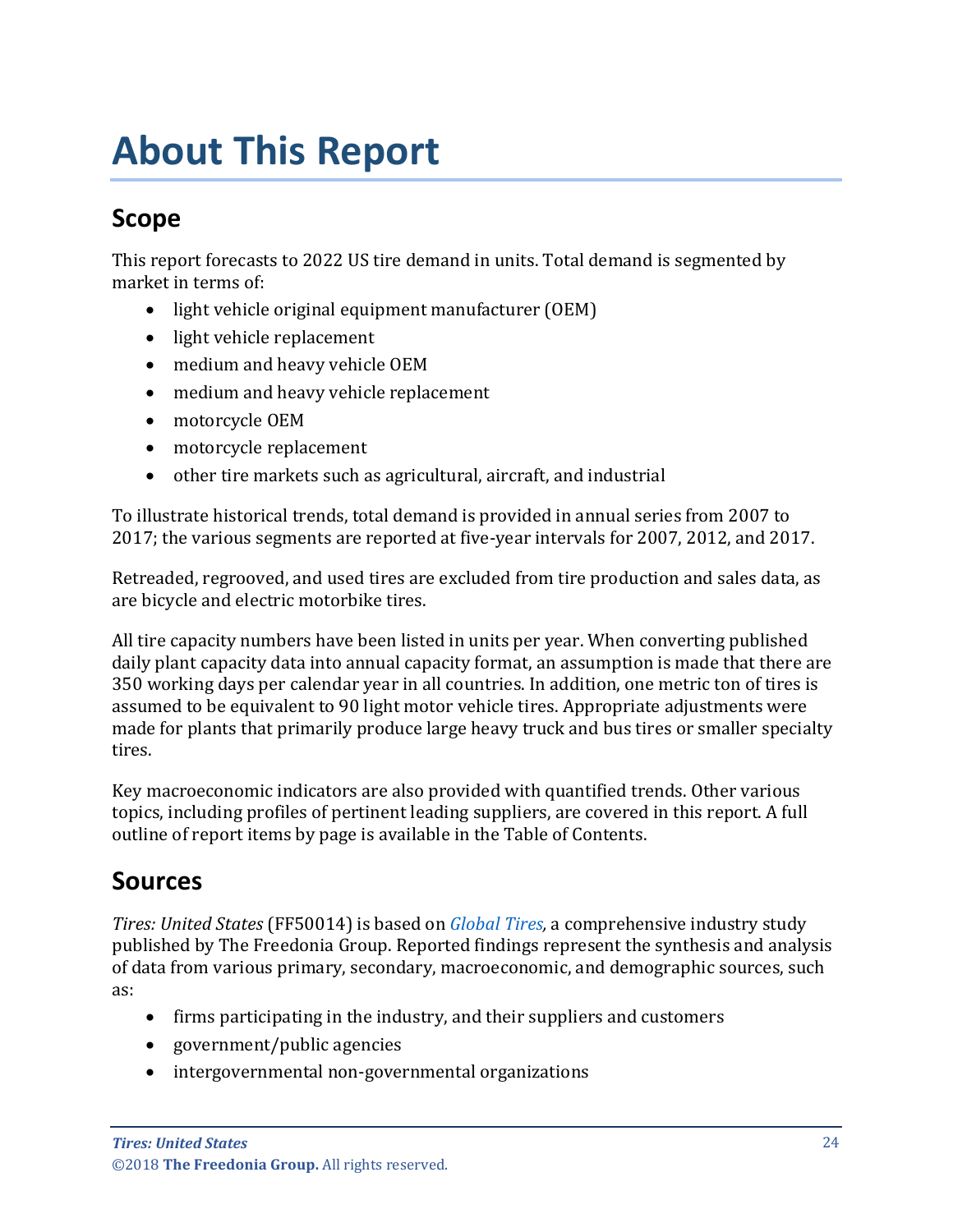# About This Report

## Scope

This report forecasts to 2022 US tire demand in units. Total demand is segmented by market in terms of:

- light vehicle original equipment manufacturer (OEM)
- light vehicle replacement
- medium and heavy vehicle OEM
- medium and heavy vehicle replacement
- motorcycle OEM
- motorcycle replacement
- other tire markets such as agricultural, aircraft, and industrial

To illustrate historical trends, total demand is provided in annual series from 2007 to 2017; the various segments are reported at five-year intervals for 2007, 2012, and 2017.

Retreaded, regrooved, and used tires are excluded from tire production and sales data, as are bicycle and electric motorbike tires.

All tire capacity numbers have been listed in units per year. When converting published daily plant capacity data into annual capacity format, an assumption is made that there are 350 working days per calendar year in all countries. In addition, one metric ton of tires is assumed to be equivalent to 90 light motor vehicle tires. Appropriate adjustments were made for plants that primarily produce large heavy truck and bus tires or smaller specialty tires.

Key macroeconomic indicators are also provided with quantified trends. Other various topics, including profiles of pertinent leading suppliers, are covered in this report. A full outline of report items by page is available in the Table of Contents.

## Sources

*Tires: United States* (FF50014) is based on *Global Tires*, a comprehensive industry study published by The Freedonia Group. Reported findings represent the synthesis and analysis of data from various primary, secondary, macroeconomic, and demographic sources, such as:

- firms participating in the industry, and their suppliers and customers
- government/public agencies
- intergovernmental non-governmental organizations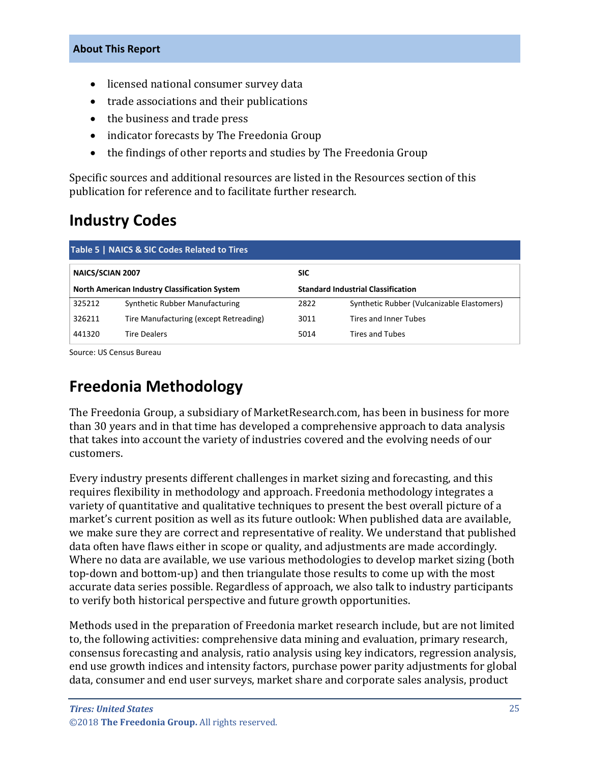- licensed national consumer survey data
- trade associations and their publications
- the business and trade press
- indicator forecasts by The Freedonia Group
- the findings of other reports and studies by The Freedonia Group

Specific sources and additional resources are listed in the Resources section of this publication for reference and to facilitate further research.

## Industry Codes

**Table 5 | NAICS & SIC Codes Related to Tires**

| NAICS/SCIAN 2007 | | SIC | |
|---|---|---|---|
| **North American Industry Classification System** | | **Standard Industrial Classification** | |
| 325212 | Synthetic Rubber Manufacturing | 2822 | Synthetic Rubber (Vulcanizable Elastomers) |
| 326211 | Tire Manufacturing (except Retreading) | 3011 | Tires and Inner Tubes |
| 441320 | Tire Dealers | 5014 | Tires and Tubes |

Source: US Census Bureau

## Freedonia Methodology

The Freedonia Group, a subsidiary of MarketResearch.com, has been in business for more than 30 years and in that time has developed a comprehensive approach to data analysis that takes into account the variety of industries covered and the evolving needs of our customers.

Every industry presents different challenges in market sizing and forecasting, and this requires flexibility in methodology and approach. Freedonia methodology integrates a variety of quantitative and qualitative techniques to present the best overall picture of a market's current position as well as its future outlook: When published data are available, we make sure they are correct and representative of reality. We understand that published data often have flaws either in scope or quality, and adjustments are made accordingly. Where no data are available, we use various methodologies to develop market sizing (both top-down and bottom-up) and then triangulate those results to come up with the most accurate data series possible. Regardless of approach, we also talk to industry participants to verify both historical perspective and future growth opportunities.

Methods used in the preparation of Freedonia market research include, but are not limited to, the following activities: comprehensive data mining and evaluation, primary research, consensus forecasting and analysis, ratio analysis using key indicators, regression analysis, end use growth indices and intensity factors, purchase power parity adjustments for global data, consumer and end user surveys, market share and corporate sales analysis, product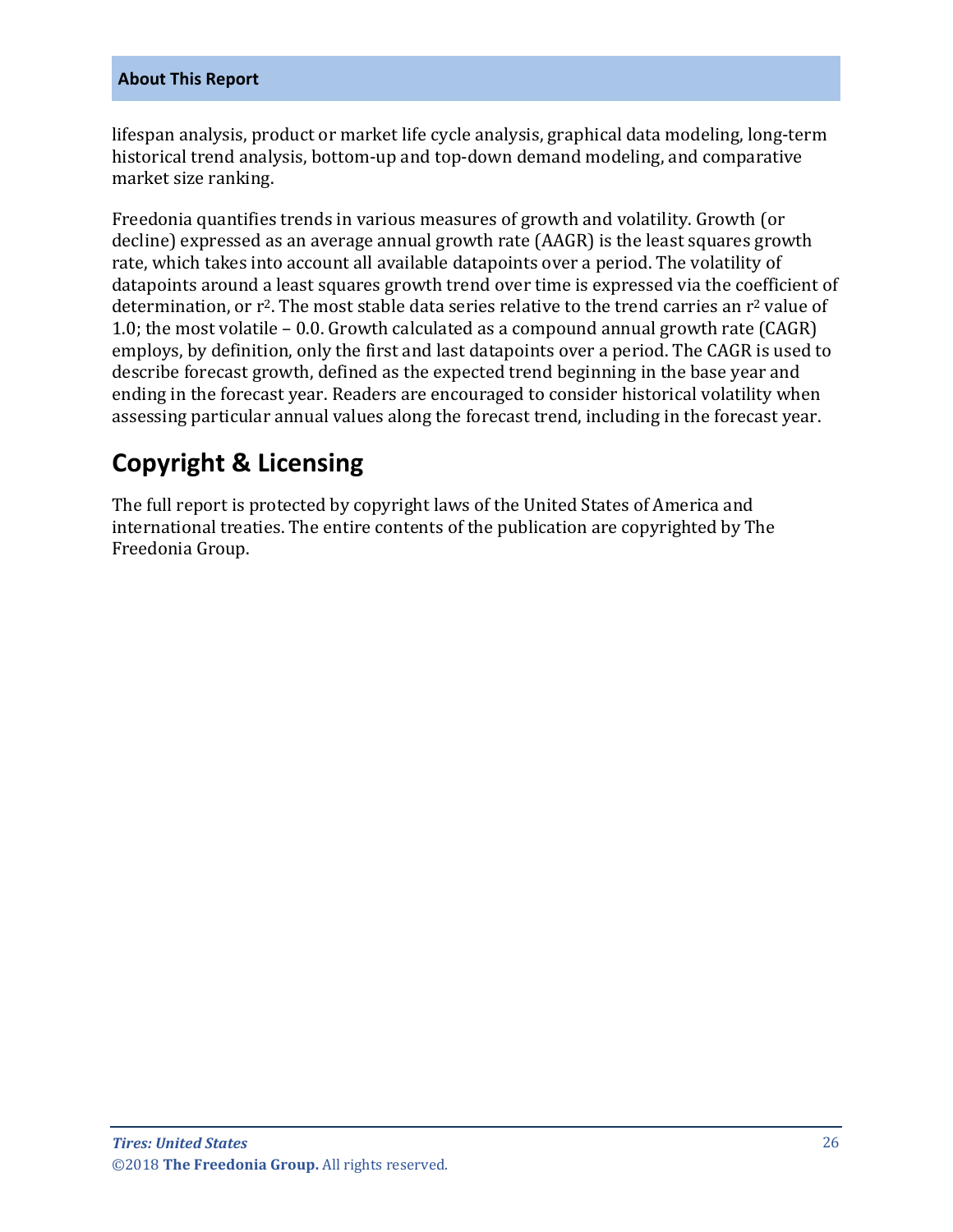lifespan analysis, product or market life cycle analysis, graphical data modeling, long-term historical trend analysis, bottom-up and top-down demand modeling, and comparative market size ranking.

Freedonia quantifies trends in various measures of growth and volatility. Growth (or decline) expressed as an average annual growth rate (AAGR) is the least squares growth rate, which takes into account all available datapoints over a period. The volatility of datapoints around a least squares growth trend over time is expressed via the coefficient of determination, or $r^2$. The most stable data series relative to the trend carries an $r^2$ value of 1.0; the most volatile – 0.0. Growth calculated as a compound annual growth rate (CAGR) employs, by definition, only the first and last datapoints over a period. The CAGR is used to describe forecast growth, defined as the expected trend beginning in the base year and ending in the forecast year. Readers are encouraged to consider historical volatility when assessing particular annual values along the forecast trend, including in the forecast year.

## Copyright & Licensing

The full report is protected by copyright laws of the United States of America and international treaties. The entire contents of the publication are copyrighted by The Freedonia Group.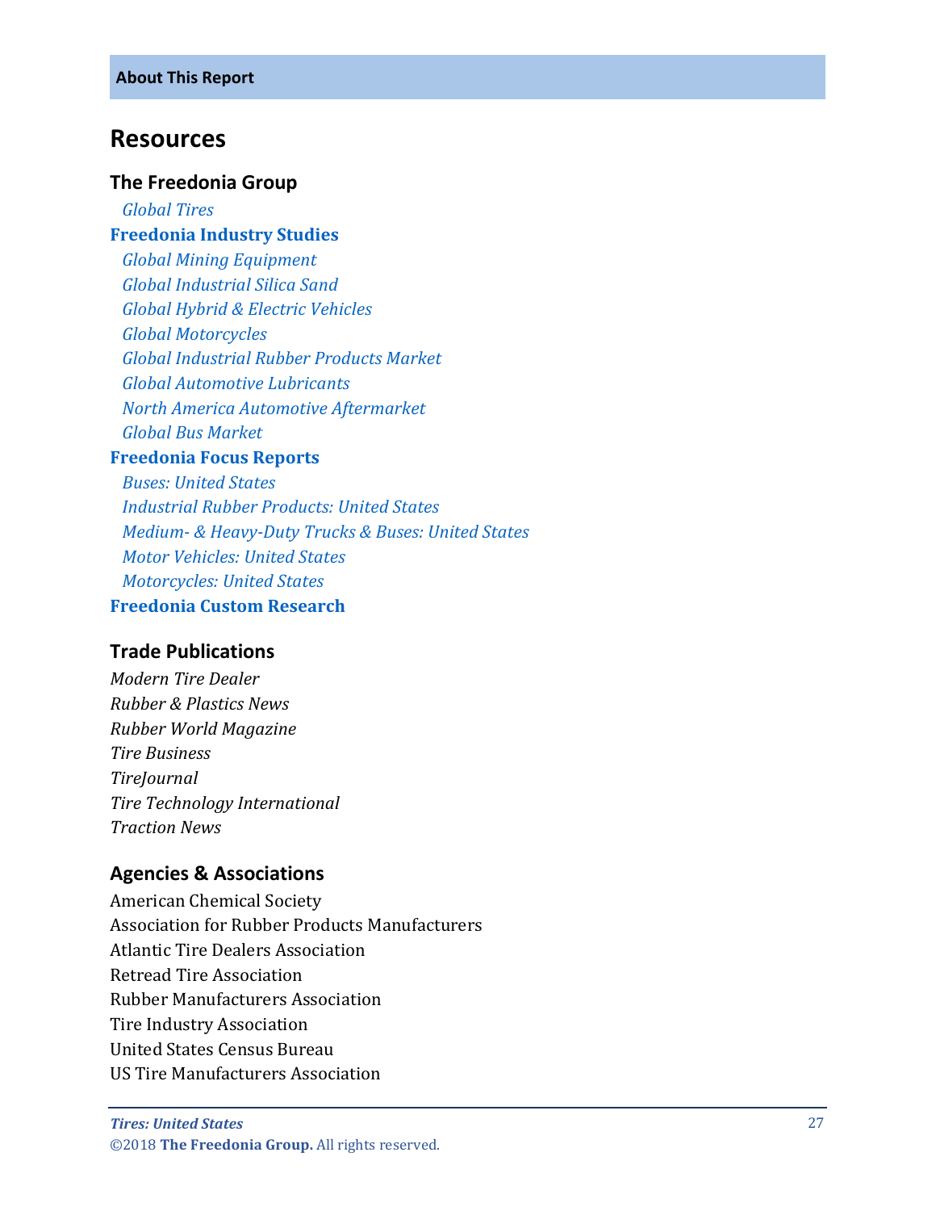**About This Report**

# Resources

### The Freedonia Group

*Global Tires*

**Freedonia Industry Studies**

*Global Mining Equipment*
*Global Industrial Silica Sand*
*Global Hybrid & Electric Vehicles*
*Global Motorcycles*
*Global Industrial Rubber Products Market*
*Global Automotive Lubricants*
*North America Automotive Aftermarket*
*Global Bus Market*

**Freedonia Focus Reports**

*Buses: United States*
*Industrial Rubber Products: United States*
*Medium- & Heavy-Duty Trucks & Buses: United States*
*Motor Vehicles: United States*
*Motorcycles: United States*

**Freedonia Custom Research**

### Trade Publications

*Modern Tire Dealer*
*Rubber & Plastics News*
*Rubber World Magazine*
*Tire Business*
*TireJournal*
*Tire Technology International*
*Traction News*

### Agencies & Associations

American Chemical Society
Association for Rubber Products Manufacturers
Atlantic Tire Dealers Association
Retread Tire Association
Rubber Manufacturers Association
Tire Industry Association
United States Census Bureau
US Tire Manufacturers Association